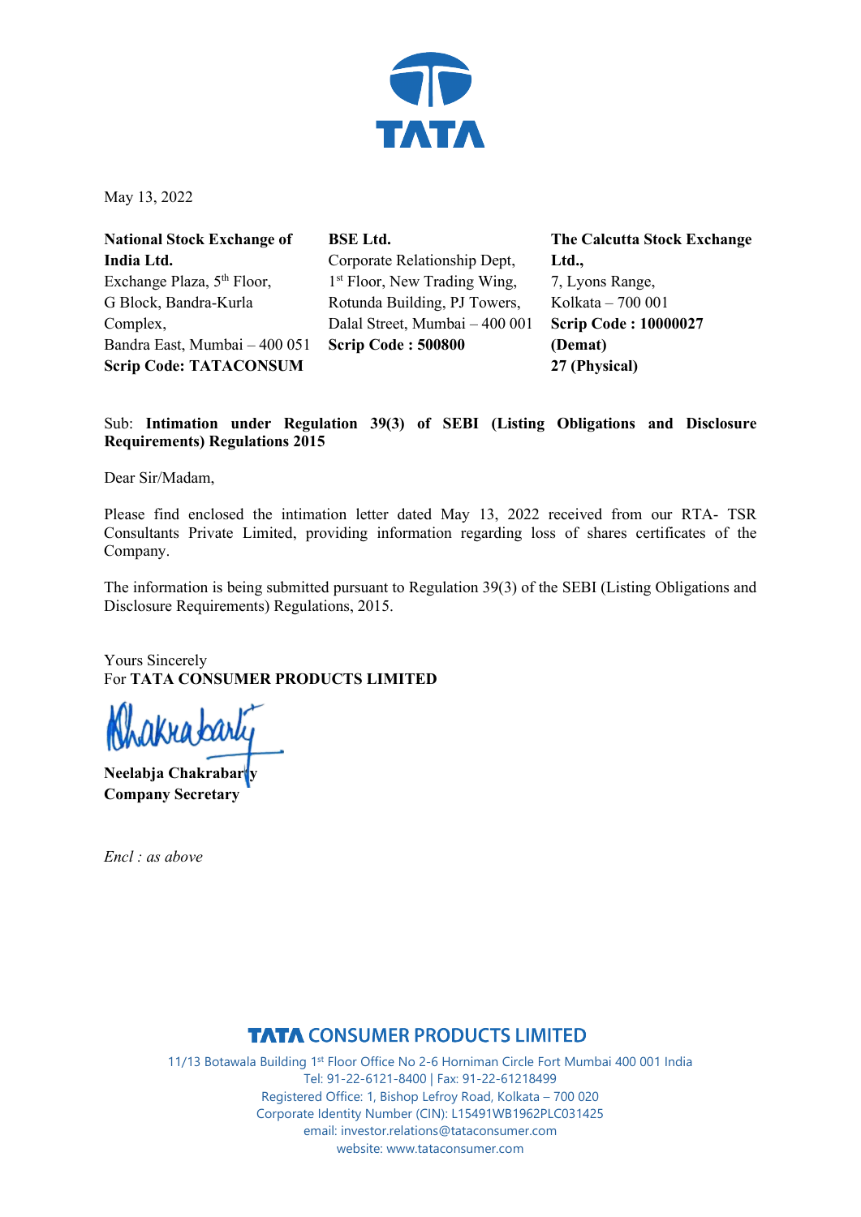May 13, 2022

| **National Stock Exchange of India Ltd.** | **BSE Ltd.** | **The Calcutta Stock Exchange Ltd.,** |
|---|---|---|
| Exchange Plaza, 5th Floor, G Block, Bandra-Kurla Complex, Bandra East, Mumbai – 400 051 | Corporate Relationship Dept, 1st Floor, New Trading Wing, Rotunda Building, PJ Towers, Dalal Street, Mumbai – 400 001 | 7, Lyons Range, Kolkata – 700 001 |
| **Scrip Code: TATACONSUM** | **Scrip Code : 500800** | **Scrip Code : 10000027 (Demat) 27 (Physical)** |

Sub: **Intimation under Regulation 39(3) of SEBI (Listing Obligations and Disclosure Requirements) Regulations 2015**

Dear Sir/Madam,

Please find enclosed the intimation letter dated May 13, 2022 received from our RTA- TSR Consultants Private Limited, providing information regarding loss of shares certificates of the Company.

The information is being submitted pursuant to Regulation 39(3) of the SEBI (Listing Obligations and Disclosure Requirements) Regulations, 2015.

Yours Sincerely
For **TATA CONSUMER PRODUCTS LIMITED**

**Neelabja Chakrabarty**
**Company Secretary**

*Encl : as above*

**TATA CONSUMER PRODUCTS LIMITED**
11/13 Botawala Building 1st Floor Office No 2-6 Horniman Circle Fort Mumbai 400 001 India
Tel: 91-22-6121-8400 | Fax: 91-22-61218499
Registered Office: 1, Bishop Lefroy Road, Kolkata – 700 020
Corporate Identity Number (CIN): L15491WB1962PLC031425
email: investor.relations@tataconsumer.com
website: www.tataconsumer.com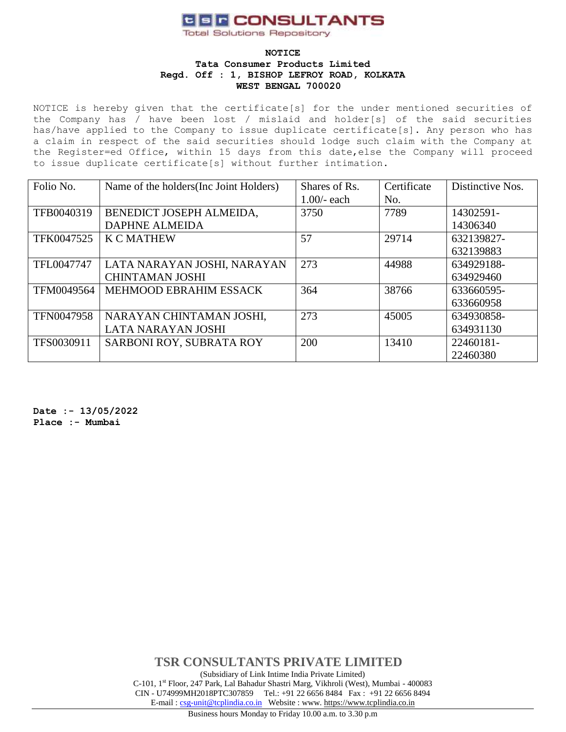**TSR CONSULTANTS**
Total Solutions Repository

**NOTICE**
**Tata Consumer Products Limited**
**Regd. Off : 1, BISHOP LEFROY ROAD, KOLKATA**
**WEST BENGAL 700020**

NOTICE is hereby given that the certificate[s] for the under mentioned securities of the Company has / have been lost / mislaid and holder[s] of the said securities has/have applied to the Company to issue duplicate certificate[s]. Any person who has a claim in respect of the said securities should lodge such claim with the Company at the Register=ed Office, within 15 days from this date,else the Company will proceed to issue duplicate certificate[s] without further intimation.

| Folio No. | Name of the holders(Inc Joint Holders) | Shares of Rs. 1.00/- each | Certificate No. | Distinctive Nos. |
|---|---|---|---|---|
| TFB0040319 | BENEDICT JOSEPH ALMEIDA, DAPHNE ALMEIDA | 3750 | 7789 | 14302591-14306340 |
| TFK0047525 | K C MATHEW | 57 | 29714 | 632139827-632139883 |
| TFL0047747 | LATA NARAYAN JOSHI, NARAYAN CHINTAMAN JOSHI | 273 | 44988 | 634929188-634929460 |
| TFM0049564 | MEHMOOD EBRAHIM ESSACK | 364 | 38766 | 633660595-633660958 |
| TFN0047958 | NARAYAN CHINTAMAN JOSHI, LATA NARAYAN JOSHI | 273 | 45005 | 634930858-634931130 |
| TFS0030911 | SARBONI ROY, SUBRATA ROY | 200 | 13410 | 22460181-22460380 |

**Date :- 13/05/2022**
**Place :- Mumbai**

**TSR CONSULTANTS PRIVATE LIMITED**
(Subsidiary of Link Intime India Private Limited)
C-101, 1st Floor, 247 Park, Lal Bahadur Shastri Marg, Vikhroli (West), Mumbai - 400083
CIN - U74999MH2018PTC307859 Tel.: +91 22 6656 8484 Fax : +91 22 6656 8494
E-mail : csg-unit@tcplindia.co.in Website : www. https://www.tcplindia.co.in

Business hours Monday to Friday 10.00 a.m. to 3.30 p.m